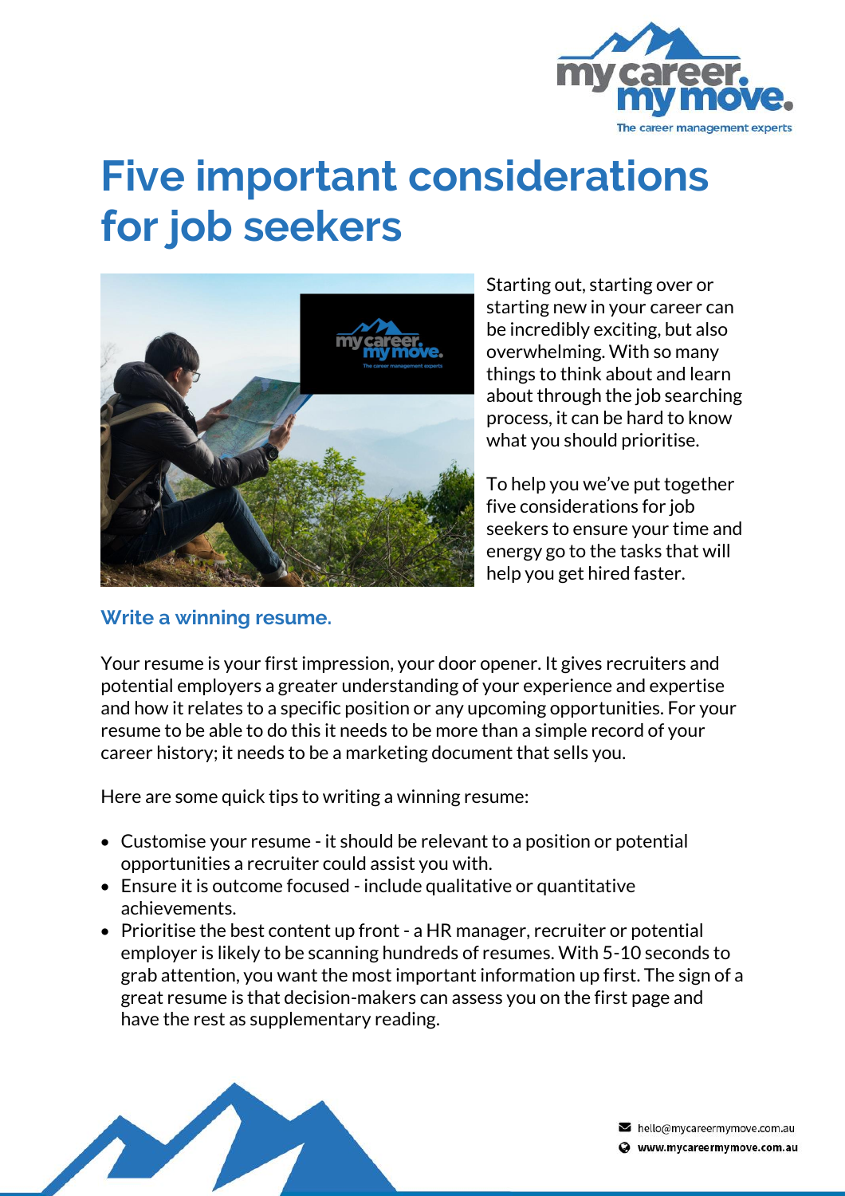# Five important considerations for job seekers

Starting out, starting over or starting new in your career can be incredibly exciting, but also overwhelming. With so many things to think about and learn about through the job searching process, it can be hard to know what you should prioritise.

To help you we've put together five considerations for job seekers to ensure your time and energy go to the tasks that will help you get hired faster.

## Write a winning resume.

Your resume is your first impression, your door opener. It gives recruiters and potential employers a greater understanding of your experience and expertise and how it relates to a specific position or any upcoming opportunities. For your resume to be able to do this it needs to be more than a simple record of your career history; it needs to be a marketing document that sells you.

Here are some quick tips to writing a winning resume:

- Customise your resume - it should be relevant to a position or potential opportunities a recruiter could assist you with.
- Ensure it is outcome focused - include qualitative or quantitative achievements.
- Prioritise the best content up front - a HR manager, recruiter or potential employer is likely to be scanning hundreds of resumes. With 5-10 seconds to grab attention, you want the most important information up first. The sign of a great resume is that decision-makers can assess you on the first page and have the rest as supplementary reading.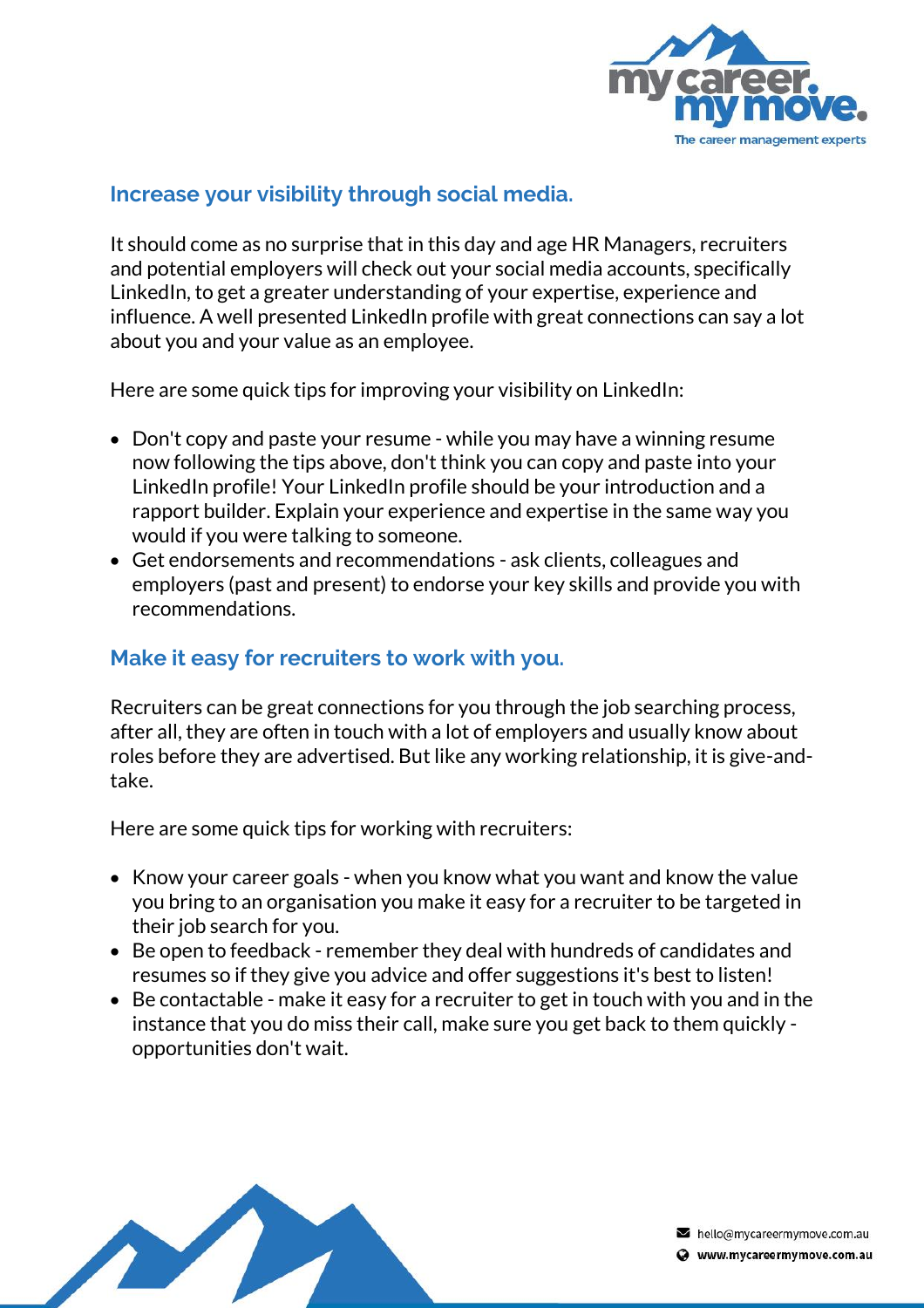## Increase your visibility through social media.

It should come as no surprise that in this day and age HR Managers, recruiters and potential employers will check out your social media accounts, specifically LinkedIn, to get a greater understanding of your expertise, experience and influence. A well presented LinkedIn profile with great connections can say a lot about you and your value as an employee.

Here are some quick tips for improving your visibility on LinkedIn:

- Don't copy and paste your resume - while you may have a winning resume now following the tips above, don't think you can copy and paste into your LinkedIn profile! Your LinkedIn profile should be your introduction and a rapport builder. Explain your experience and expertise in the same way you would if you were talking to someone.
- Get endorsements and recommendations - ask clients, colleagues and employers (past and present) to endorse your key skills and provide you with recommendations.

## Make it easy for recruiters to work with you.

Recruiters can be great connections for you through the job searching process, after all, they are often in touch with a lot of employers and usually know about roles before they are advertised. But like any working relationship, it is give-and-take.

Here are some quick tips for working with recruiters:

- Know your career goals - when you know what you want and know the value you bring to an organisation you make it easy for a recruiter to be targeted in their job search for you.
- Be open to feedback - remember they deal with hundreds of candidates and resumes so if they give you advice and offer suggestions it's best to listen!
- Be contactable - make it easy for a recruiter to get in touch with you and in the instance that you do miss their call, make sure you get back to them quickly - opportunities don't wait.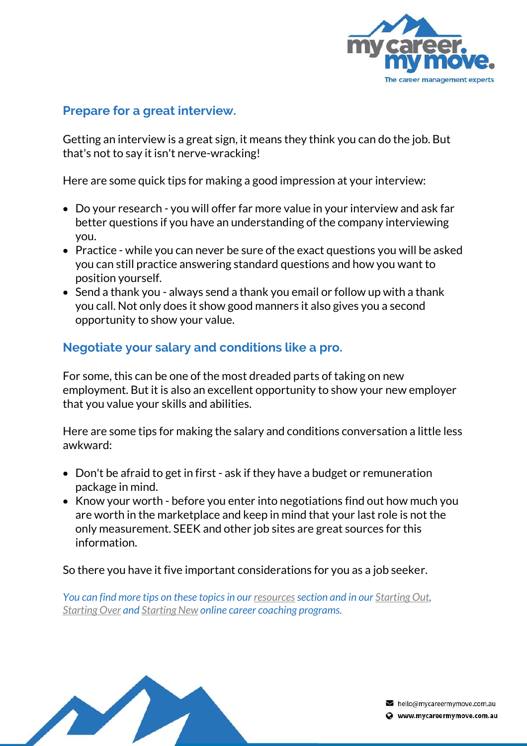## Prepare for a great interview.

Getting an interview is a great sign, it means they think you can do the job. But that's not to say it isn't nerve-wracking!

Here are some quick tips for making a good impression at your interview:

- Do your research - you will offer far more value in your interview and ask far better questions if you have an understanding of the company interviewing you.
- Practice - while you can never be sure of the exact questions you will be asked you can still practice answering standard questions and how you want to position yourself.
- Send a thank you - always send a thank you email or follow up with a thank you call. Not only does it show good manners it also gives you a second opportunity to show your value.

## Negotiate your salary and conditions like a pro.

For some, this can be one of the most dreaded parts of taking on new employment. But it is also an excellent opportunity to show your new employer that you value your skills and abilities.

Here are some tips for making the salary and conditions conversation a little less awkward:

- Don't be afraid to get in first - ask if they have a budget or remuneration package in mind.
- Know your worth - before you enter into negotiations find out how much you are worth in the marketplace and keep in mind that your last role is not the only measurement. SEEK and other job sites are great sources for this information.

So there you have it five important considerations for you as a job seeker.

*You can find more tips on these topics in our resources section and in our Starting Out, Starting Over and Starting New online career coaching programs.*

hello@mycareermymove.com.au
www.mycareermymove.com.au